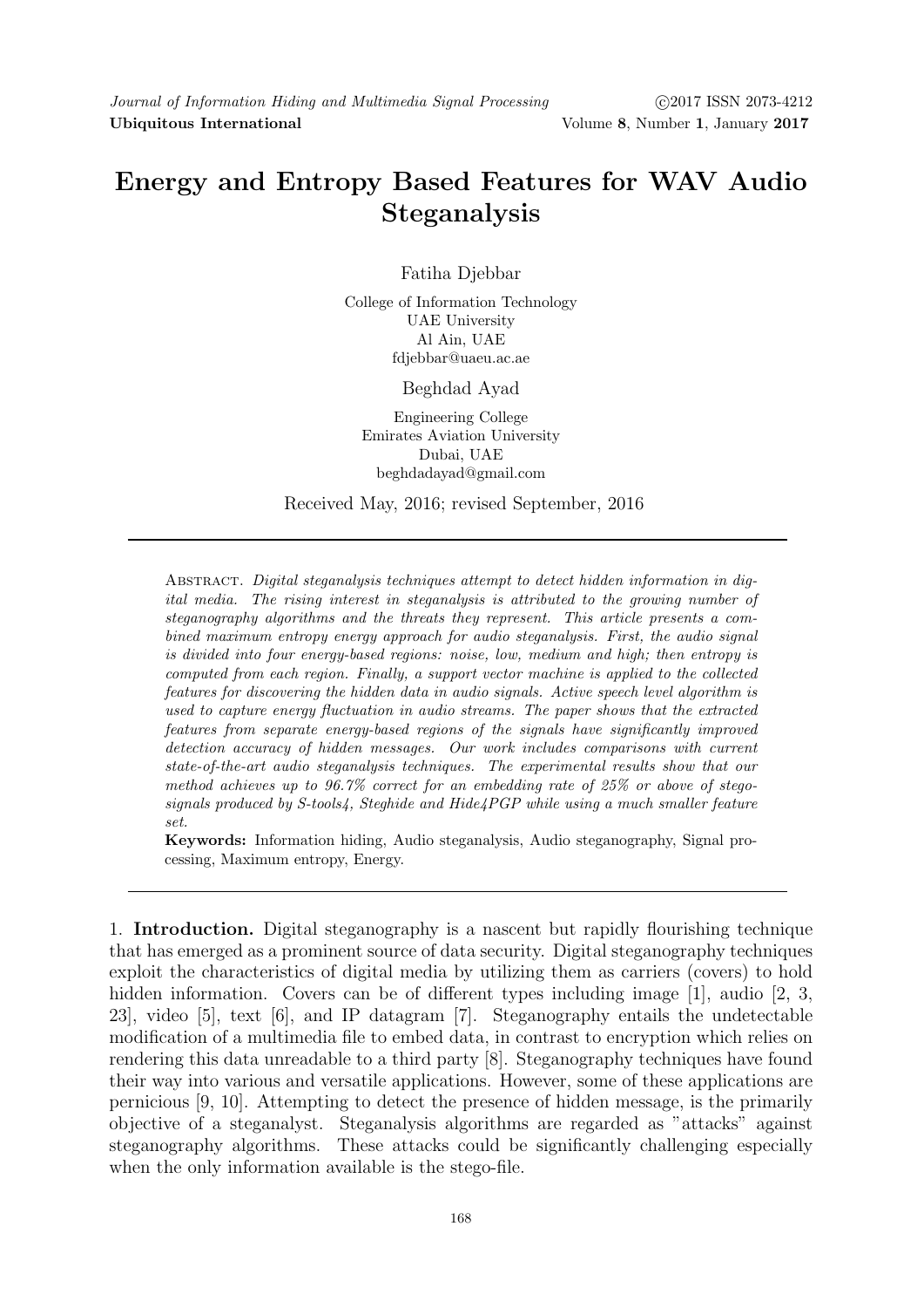# Energy and Entropy Based Features for WAV Audio Steganalysis

Fatiha Djebbar

College of Information Technology
UAE University
Al Ain, UAE
fdjebbar@uaeu.ac.ae

Beghdad Ayad

Engineering College
Emirates Aviation University
Dubai, UAE
beghdadayad@gmail.com

Received May, 2016; revised September, 2016

---

Abstract. *Digital steganalysis techniques attempt to detect hidden information in digital media. The rising interest in steganalysis is attributed to the growing number of steganography algorithms and the threats they represent. This article presents a combined maximum entropy energy approach for audio steganalysis. First, the audio signal is divided into four energy-based regions: noise, low, medium and high; then entropy is computed from each region. Finally, a support vector machine is applied to the collected features for discovering the hidden data in audio signals. Active speech level algorithm is used to capture energy fluctuation in audio streams. The paper shows that the extracted features from separate energy-based regions of the signals have significantly improved detection accuracy of hidden messages. Our work includes comparisons with current state-of-the-art audio steganalysis techniques. The experimental results show that our method achieves up to 96.7% correct for an embedding rate of 25% or above of stego-signals produced by S-tools4, Steghide and Hide4PGP while using a much smaller feature set.*

**Keywords:** Information hiding, Audio steganalysis, Audio steganography, Signal processing, Maximum entropy, Energy.

---

1. **Introduction.** Digital steganography is a nascent but rapidly flourishing technique that has emerged as a prominent source of data security. Digital steganography techniques exploit the characteristics of digital media by utilizing them as carriers (covers) to hold hidden information. Covers can be of different types including image [1], audio [2, 3, 23], video [5], text [6], and IP datagram [7]. Steganography entails the undetectable modification of a multimedia file to embed data, in contrast to encryption which relies on rendering this data unreadable to a third party [8]. Steganography techniques have found their way into various and versatile applications. However, some of these applications are pernicious [9, 10]. Attempting to detect the presence of hidden message, is the primarily objective of a steganalyst. Steganalysis algorithms are regarded as "attacks" against steganography algorithms. These attacks could be significantly challenging especially when the only information available is the stego-file.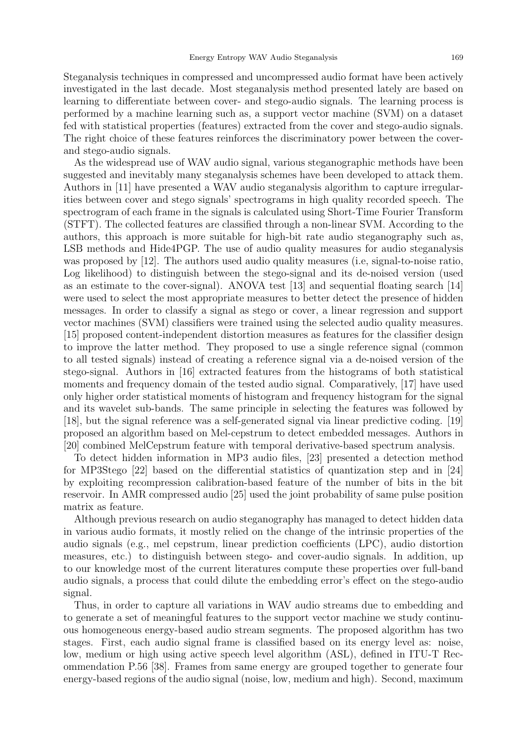Steganalysis techniques in compressed and uncompressed audio format have been actively investigated in the last decade. Most steganalysis method presented lately are based on learning to differentiate between cover- and stego-audio signals. The learning process is performed by a machine learning such as, a support vector machine (SVM) on a dataset fed with statistical properties (features) extracted from the cover and stego-audio signals. The right choice of these features reinforces the discriminatory power between the cover- and stego-audio signals.

As the widespread use of WAV audio signal, various steganographic methods have been suggested and inevitably many steganalysis schemes have been developed to attack them. Authors in [11] have presented a WAV audio steganalysis algorithm to capture irregularities between cover and stego signals' spectrograms in high quality recorded speech. The spectrogram of each frame in the signals is calculated using Short-Time Fourier Transform (STFT). The collected features are classified through a non-linear SVM. According to the authors, this approach is more suitable for high-bit rate audio steganography such as, LSB methods and Hide4PGP. The use of audio quality measures for audio steganalysis was proposed by [12]. The authors used audio quality measures (i.e, signal-to-noise ratio, Log likelihood) to distinguish between the stego-signal and its de-noised version (used as an estimate to the cover-signal). ANOVA test [13] and sequential floating search [14] were used to select the most appropriate measures to better detect the presence of hidden messages. In order to classify a signal as stego or cover, a linear regression and support vector machines (SVM) classifiers were trained using the selected audio quality measures. [15] proposed content-independent distortion measures as features for the classifier design to improve the latter method. They proposed to use a single reference signal (common to all tested signals) instead of creating a reference signal via a de-noised version of the stego-signal. Authors in [16] extracted features from the histograms of both statistical moments and frequency domain of the tested audio signal. Comparatively, [17] have used only higher order statistical moments of histogram and frequency histogram for the signal and its wavelet sub-bands. The same principle in selecting the features was followed by [18], but the signal reference was a self-generated signal via linear predictive coding. [19] proposed an algorithm based on Mel-cepstrum to detect embedded messages. Authors in [20] combined MelCepstrum feature with temporal derivative-based spectrum analysis.

To detect hidden information in MP3 audio files, [23] presented a detection method for MP3Stego [22] based on the differential statistics of quantization step and in [24] by exploiting recompression calibration-based feature of the number of bits in the bit reservoir. In AMR compressed audio [25] used the joint probability of same pulse position matrix as feature.

Although previous research on audio steganography has managed to detect hidden data in various audio formats, it mostly relied on the change of the intrinsic properties of the audio signals (e.g., mel cepstrum, linear prediction coefficients (LPC), audio distortion measures, etc.) to distinguish between stego- and cover-audio signals. In addition, up to our knowledge most of the current literatures compute these properties over full-band audio signals, a process that could dilute the embedding error's effect on the stego-audio signal.

Thus, in order to capture all variations in WAV audio streams due to embedding and to generate a set of meaningful features to the support vector machine we study continuous homogeneous energy-based audio stream segments. The proposed algorithm has two stages. First, each audio signal frame is classified based on its energy level as: noise, low, medium or high using active speech level algorithm (ASL), defined in ITU-T Recommendation P.56 [38]. Frames from same energy are grouped together to generate four energy-based regions of the audio signal (noise, low, medium and high). Second, maximum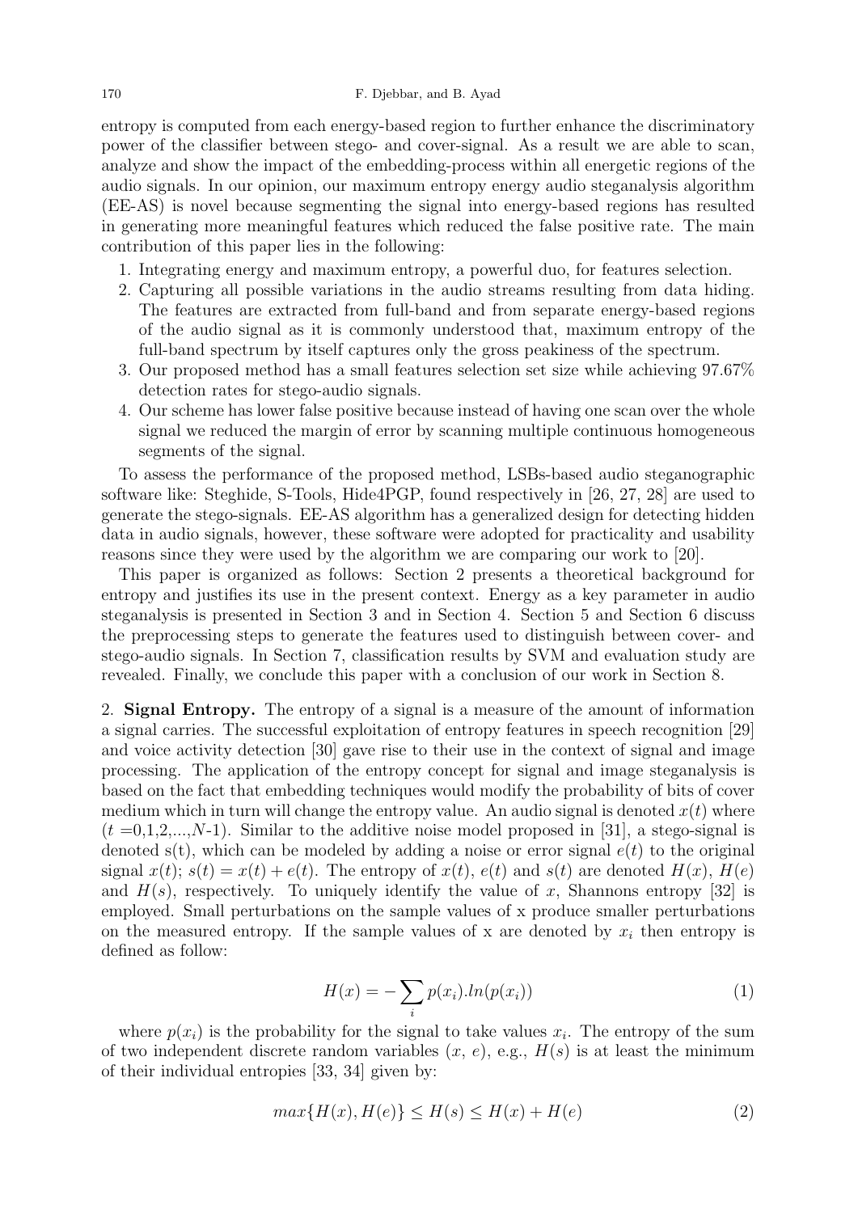entropy is computed from each energy-based region to further enhance the discriminatory power of the classifier between stego- and cover-signal. As a result we are able to scan, analyze and show the impact of the embedding-process within all energetic regions of the audio signals. In our opinion, our maximum entropy energy audio steganalysis algorithm (EE-AS) is novel because segmenting the signal into energy-based regions has resulted in generating more meaningful features which reduced the false positive rate. The main contribution of this paper lies in the following:

1. Integrating energy and maximum entropy, a powerful duo, for features selection.
2. Capturing all possible variations in the audio streams resulting from data hiding. The features are extracted from full-band and from separate energy-based regions of the audio signal as it is commonly understood that, maximum entropy of the full-band spectrum by itself captures only the gross peakiness of the spectrum.
3. Our proposed method has a small features selection set size while achieving 97.67% detection rates for stego-audio signals.
4. Our scheme has lower false positive because instead of having one scan over the whole signal we reduced the margin of error by scanning multiple continuous homogeneous segments of the signal.

To assess the performance of the proposed method, LSBs-based audio steganographic software like: Steghide, S-Tools, Hide4PGP, found respectively in [26, 27, 28] are used to generate the stego-signals. EE-AS algorithm has a generalized design for detecting hidden data in audio signals, however, these software were adopted for practicality and usability reasons since they were used by the algorithm we are comparing our work to [20].

This paper is organized as follows: Section 2 presents a theoretical background for entropy and justifies its use in the present context. Energy as a key parameter in audio steganalysis is presented in Section 3 and in Section 4. Section 5 and Section 6 discuss the preprocessing steps to generate the features used to distinguish between cover- and stego-audio signals. In Section 7, classification results by SVM and evaluation study are revealed. Finally, we conclude this paper with a conclusion of our work in Section 8.

## 2. Signal Entropy.

The entropy of a signal is a measure of the amount of information a signal carries. The successful exploitation of entropy features in speech recognition [29] and voice activity detection [30] gave rise to their use in the context of signal and image processing. The application of the entropy concept for signal and image steganalysis is based on the fact that embedding techniques would modify the probability of bits of cover medium which in turn will change the entropy value. An audio signal is denoted $x(t)$ where ($t$ =0,1,2,...,$N$-1). Similar to the additive noise model proposed in [31], a stego-signal is denoted s(t), which can be modeled by adding a noise or error signal $e(t)$ to the original signal $x(t)$; $s(t) = x(t) + e(t)$. The entropy of $x(t)$, $e(t)$ and $s(t)$ are denoted $H(x)$, $H(e)$ and $H(s)$, respectively. To uniquely identify the value of $x$, Shannons entropy [32] is employed. Small perturbations on the sample values of x produce smaller perturbations on the measured entropy. If the sample values of x are denoted by $x_i$ then entropy is defined as follow:

$$H(x) = -\sum_{i} p(x_i).ln(p(x_i)) \tag{1}$$

where $p(x_i)$ is the probability for the signal to take values $x_i$. The entropy of the sum of two independent discrete random variables ($x$, $e$), e.g., $H(s)$ is at least the minimum of their individual entropies [33, 34] given by:

$$max\{H(x), H(e)\} \leq H(s) \leq H(x) + H(e) \tag{2}$$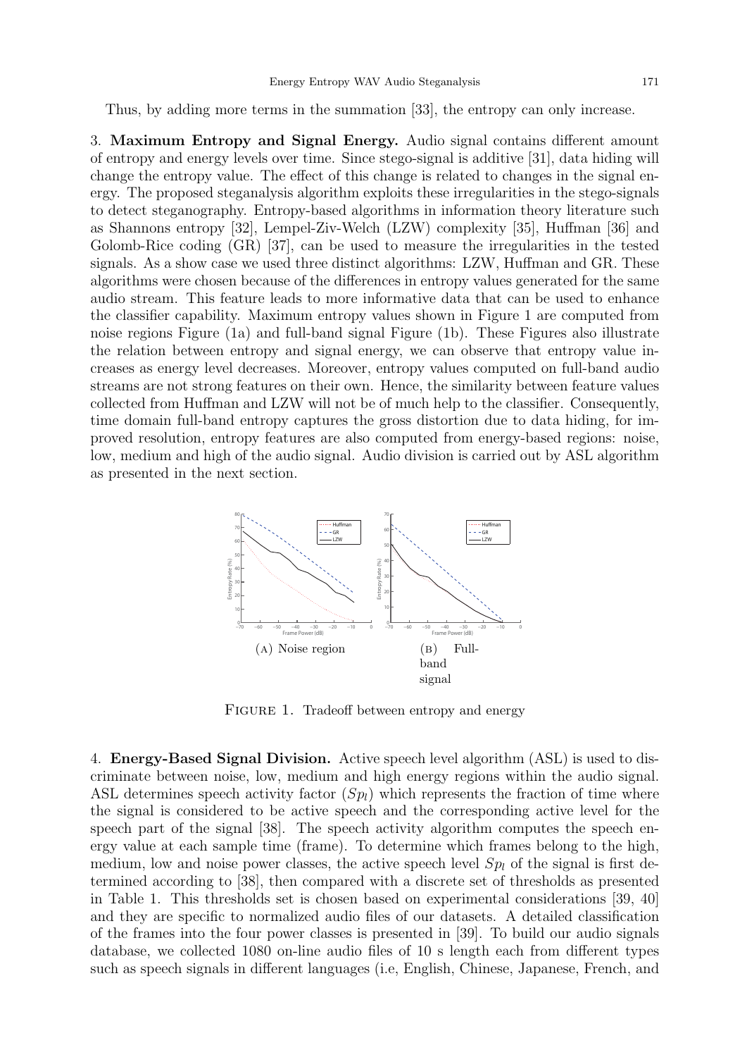Thus, by adding more terms in the summation [33], the entropy can only increase.

3. **Maximum Entropy and Signal Energy.** Audio signal contains different amount of entropy and energy levels over time. Since stego-signal is additive [31], data hiding will change the entropy value. The effect of this change is related to changes in the signal energy. The proposed steganalysis algorithm exploits these irregularities in the stego-signals to detect steganography. Entropy-based algorithms in information theory literature such as Shannons entropy [32], Lempel-Ziv-Welch (LZW) complexity [35], Huffman [36] and Golomb-Rice coding (GR) [37], can be used to measure the irregularities in the tested signals. As a show case we used three distinct algorithms: LZW, Huffman and GR. These algorithms were chosen because of the differences in entropy values generated for the same audio stream. This feature leads to more informative data that can be used to enhance the classifier capability. Maximum entropy values shown in Figure 1 are computed from noise regions Figure (1a) and full-band signal Figure (1b). These Figures also illustrate the relation between entropy and signal energy, we can observe that entropy value increases as energy level decreases. Moreover, entropy values computed on full-band audio streams are not strong features on their own. Hence, the similarity between feature values collected from Huffman and LZW will not be of much help to the classifier. Consequently, time domain full-band entropy captures the gross distortion due to data hiding, for improved resolution, entropy features are also computed from energy-based regions: noise, low, medium and high of the audio signal. Audio division is carried out by ASL algorithm as presented in the next section.

(A) Noise region

(B) Full-band signal

FIGURE 1. Tradeoff between entropy and energy

4. **Energy-Based Signal Division.** Active speech level algorithm (ASL) is used to discriminate between noise, low, medium and high energy regions within the audio signal. ASL determines speech activity factor ($Sp_l$) which represents the fraction of time where the signal is considered to be active speech and the corresponding active level for the speech part of the signal [38]. The speech activity algorithm computes the speech energy value at each sample time (frame). To determine which frames belong to the high, medium, low and noise power classes, the active speech level $Sp_l$ of the signal is first determined according to [38], then compared with a discrete set of thresholds as presented in Table 1. This thresholds set is chosen based on experimental considerations [39, 40] and they are specific to normalized audio files of our datasets. A detailed classification of the frames into the four power classes is presented in [39]. To build our audio signals database, we collected 1080 on-line audio files of 10 s length each from different types such as speech signals in different languages (i.e, English, Chinese, Japanese, French, and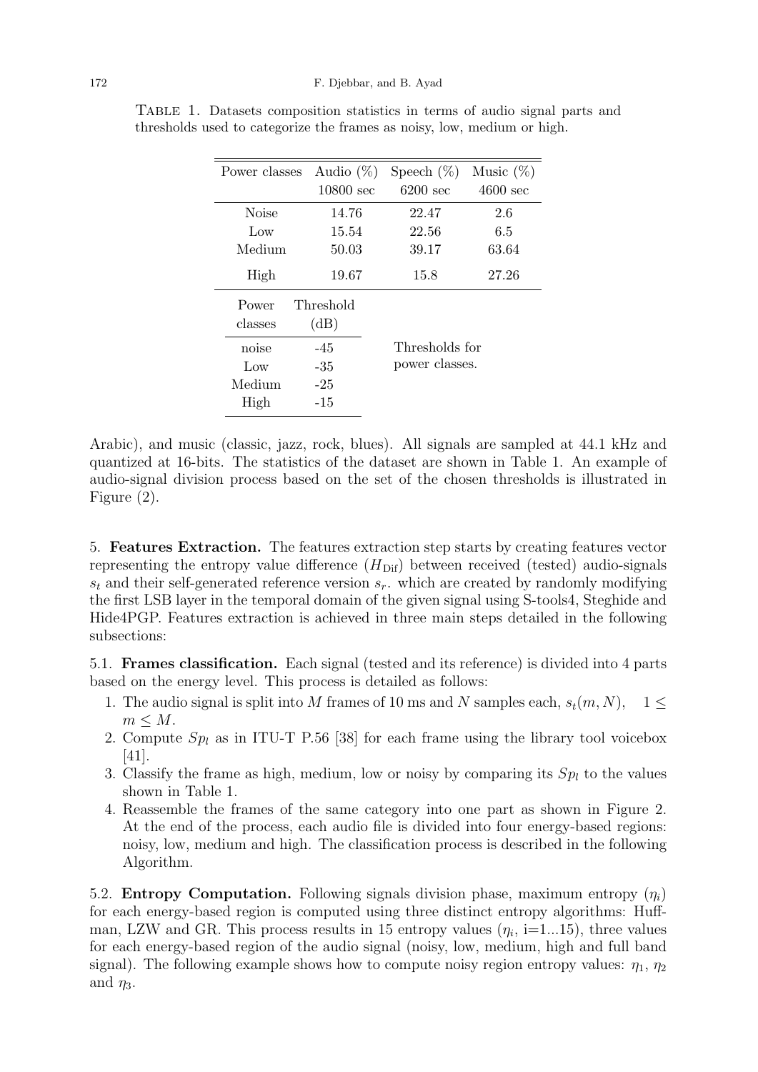TABLE 1. Datasets composition statistics in terms of audio signal parts and thresholds used to categorize the frames as noisy, low, medium or high.

| Power classes | Audio (%) 10800 sec | Speech (%) 6200 sec | Music (%) 4600 sec |
|---|---|---|---|
| Noise | 14.76 | 22.47 | 2.6 |
| Low | 15.54 | 22.56 | 6.5 |
| Medium | 50.03 | 39.17 | 63.64 |
| High | 19.67 | 15.8 | 27.26 |

| Power classes | Threshold (dB) |
|---|---|
| noise | -45 |
| Low | -35 |
| Medium | -25 |
| High | -15 |

Thresholds for power classes.

Arabic), and music (classic, jazz, rock, blues). All signals are sampled at 44.1 kHz and quantized at 16-bits. The statistics of the dataset are shown in Table 1. An example of audio-signal division process based on the set of the chosen thresholds is illustrated in Figure (2).

5. **Features Extraction.** The features extraction step starts by creating features vector representing the entropy value difference ($H_{\mathrm{Dif}}$) between received (tested) audio-signals $s_t$ and their self-generated reference version $s_r$. which are created by randomly modifying the first LSB layer in the temporal domain of the given signal using S-tools4, Steghide and Hide4PGP. Features extraction is achieved in three main steps detailed in the following subsections:

5.1. **Frames classification.** Each signal (tested and its reference) is divided into 4 parts based on the energy level. This process is detailed as follows:

1. The audio signal is split into $M$ frames of 10 ms and $N$ samples each, $s_t(m, N)$, $\quad 1 \leq m \leq M$.
2. Compute $Sp_l$ as in ITU-T P.56 [38] for each frame using the library tool voicebox [41].
3. Classify the frame as high, medium, low or noisy by comparing its $Sp_l$ to the values shown in Table 1.
4. Reassemble the frames of the same category into one part as shown in Figure 2. At the end of the process, each audio file is divided into four energy-based regions: noisy, low, medium and high. The classification process is described in the following Algorithm.

5.2. **Entropy Computation.** Following signals division phase, maximum entropy ($\eta_i$) for each energy-based region is computed using three distinct entropy algorithms: Huffman, LZW and GR. This process results in 15 entropy values ($\eta_i$, i=1...15), three values for each energy-based region of the audio signal (noisy, low, medium, high and full band signal). The following example shows how to compute noisy region entropy values: $\eta_1$, $\eta_2$ and $\eta_3$.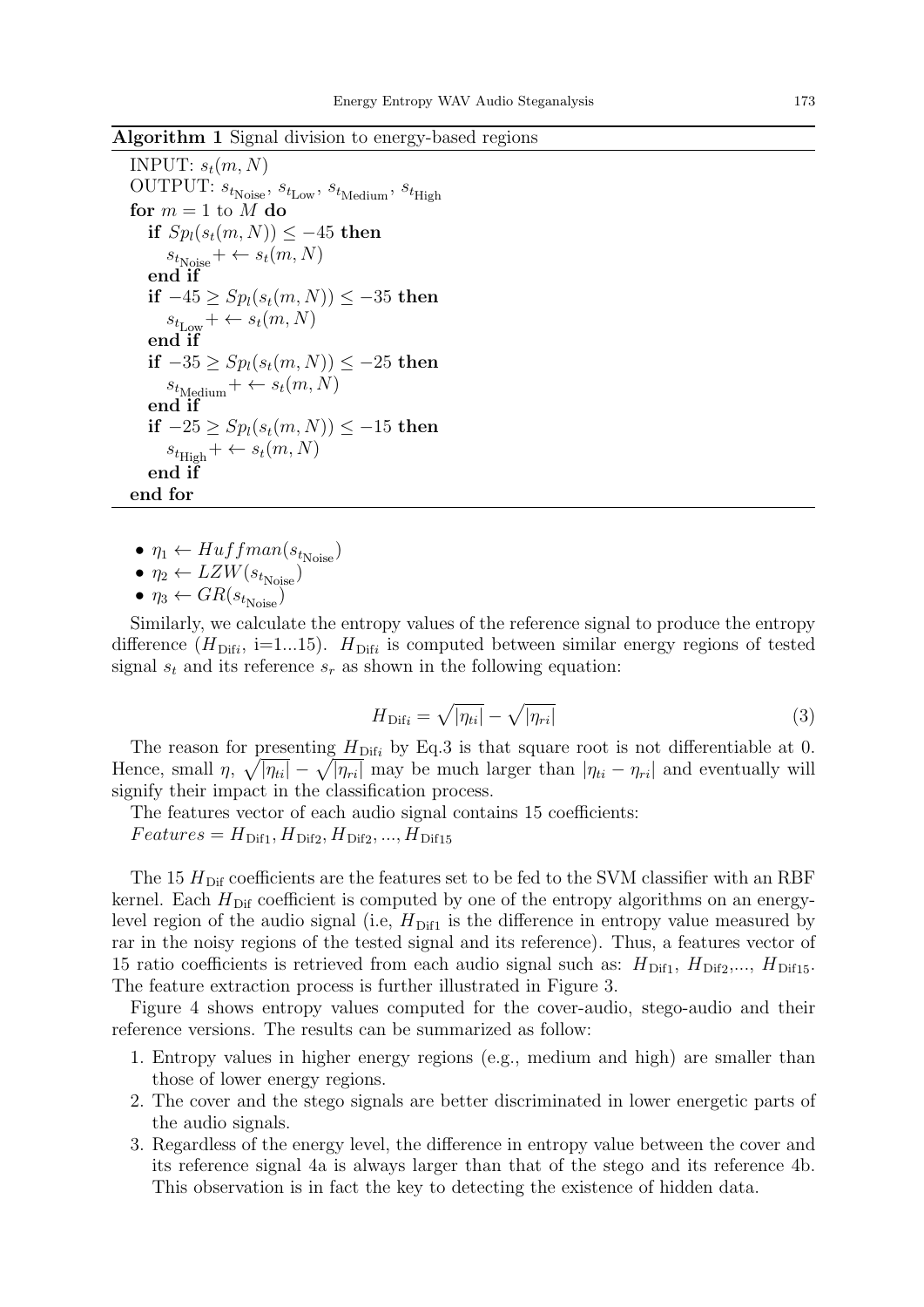**Algorithm 1** Signal division to energy-based regions

```
INPUT: s_t(m, N)
OUTPUT: s_{t_Noise}, s_{t_Low}, s_{t_Medium}, s_{t_High}
for m = 1 to M do
   if Sp_l(s_t(m, N)) ≤ −45 then
      s_{t_Noise} + ← s_t(m, N)
   end if
   if −45 ≥ Sp_l(s_t(m, N)) ≤ −35 then
      s_{t_Low} + ← s_t(m, N)
   end if
   if −35 ≥ Sp_l(s_t(m, N)) ≤ −25 then
      s_{t_Medium} + ← s_t(m, N)
   end if
   if −25 ≥ Sp_l(s_t(m, N)) ≤ −15 then
      s_{t_High} + ← s_t(m, N)
   end if
end for
```

- $\eta_1 \leftarrow Huffman(s_{t_{\text{Noise}}})$
- $\eta_2 \leftarrow LZW(s_{t_{\text{Noise}}})$
- $\eta_3 \leftarrow GR(s_{t_{\text{Noise}}})$

Similarly, we calculate the entropy values of the reference signal to produce the entropy difference ($H_{\text{Dif}i}$, i=1...15). $H_{\text{Dif}i}$ is computed between similar energy regions of tested signal $s_t$ and its reference $s_r$ as shown in the following equation:

$$H_{\text{Dif}i} = \sqrt{|\eta_{ti}|} - \sqrt{|\eta_{ri}|} \tag{3}$$

The reason for presenting $H_{\text{Dif}i}$ by Eq.3 is that square root is not differentiable at 0. Hence, small $\eta$, $\sqrt{|\eta_{ti}|} - \sqrt{|\eta_{ri}|}$ may be much larger than $|\eta_{ti} - \eta_{ri}|$ and eventually will signify their impact in the classification process.

The features vector of each audio signal contains 15 coefficients:
$Features = H_{\text{Dif}1}, H_{\text{Dif}2}, H_{\text{Dif}2}, ..., H_{\text{Dif}15}$

The 15 $H_{\text{Dif}}$ coefficients are the features set to be fed to the SVM classifier with an RBF kernel. Each $H_{\text{Dif}}$ coefficient is computed by one of the entropy algorithms on an energy-level region of the audio signal (i.e, $H_{\text{Dif}1}$ is the difference in entropy value measured by rar in the noisy regions of the tested signal and its reference). Thus, a features vector of 15 ratio coefficients is retrieved from each audio signal such as: $H_{\text{Dif}1}$, $H_{\text{Dif}2}$,..., $H_{\text{Dif}15}$. The feature extraction process is further illustrated in Figure 3.

Figure 4 shows entropy values computed for the cover-audio, stego-audio and their reference versions. The results can be summarized as follow:

1. Entropy values in higher energy regions (e.g., medium and high) are smaller than those of lower energy regions.
2. The cover and the stego signals are better discriminated in lower energetic parts of the audio signals.
3. Regardless of the energy level, the difference in entropy value between the cover and its reference signal 4a is always larger than that of the stego and its reference 4b. This observation is in fact the key to detecting the existence of hidden data.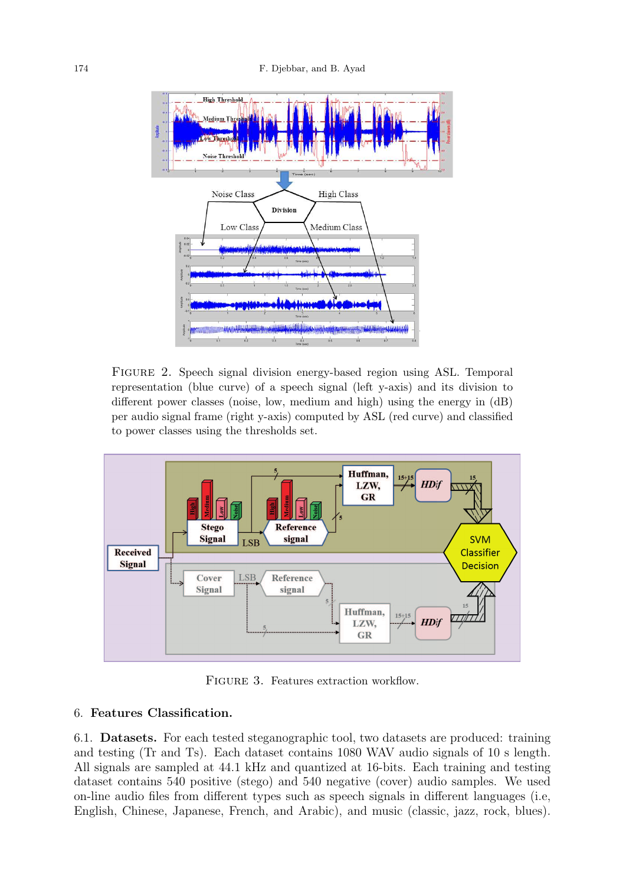FIGURE 2. Speech signal division energy-based region using ASL. Temporal representation (blue curve) of a speech signal (left y-axis) and its division to different power classes (noise, low, medium and high) using the energy in (dB) per audio signal frame (right y-axis) computed by ASL (red curve) and classified to power classes using the thresholds set.

FIGURE 3. Features extraction workflow.

## 6. Features Classification.

**6.1. Datasets.** For each tested steganographic tool, two datasets are produced: training and testing (Tr and Ts). Each dataset contains 1080 WAV audio signals of 10 s length. All signals are sampled at 44.1 kHz and quantized at 16-bits. Each training and testing dataset contains 540 positive (stego) and 540 negative (cover) audio samples. We used on-line audio files from different types such as speech signals in different languages (i.e, English, Chinese, Japanese, French, and Arabic), and music (classic, jazz, rock, blues).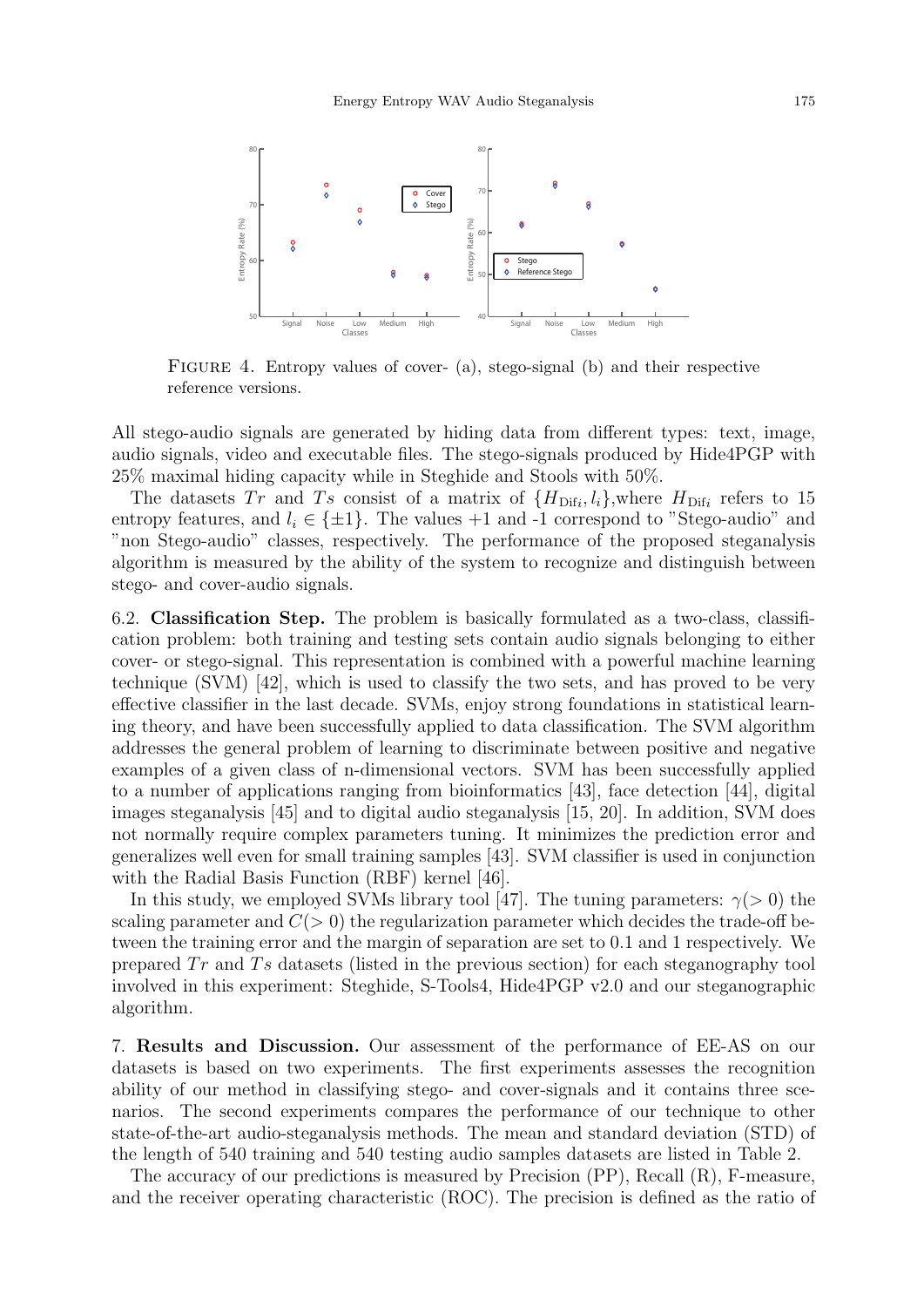FIGURE 4. Entropy values of cover- (a), stego-signal (b) and their respective reference versions.

All stego-audio signals are generated by hiding data from different types: text, image, audio signals, video and executable files. The stego-signals produced by Hide4PGP with 25% maximal hiding capacity while in Steghide and Stools with 50%.

The datasets $Tr$ and $Ts$ consist of a matrix of $\{H_{\text{Dif}_i}, l_i\}$,where $H_{\text{Dif}_i}$ refers to 15 entropy features, and $l_i \in \{\pm 1\}$. The values +1 and -1 correspond to "Stego-audio" and "non Stego-audio" classes, respectively. The performance of the proposed steganalysis algorithm is measured by the ability of the system to recognize and distinguish between stego- and cover-audio signals.

6.2. **Classification Step.** The problem is basically formulated as a two-class, classification problem: both training and testing sets contain audio signals belonging to either cover- or stego-signal. This representation is combined with a powerful machine learning technique (SVM) [42], which is used to classify the two sets, and has proved to be very effective classifier in the last decade. SVMs, enjoy strong foundations in statistical learning theory, and have been successfully applied to data classification. The SVM algorithm addresses the general problem of learning to discriminate between positive and negative examples of a given class of n-dimensional vectors. SVM has been successfully applied to a number of applications ranging from bioinformatics [43], face detection [44], digital images steganalysis [45] and to digital audio steganalysis [15, 20]. In addition, SVM does not normally require complex parameters tuning. It minimizes the prediction error and generalizes well even for small training samples [43]. SVM classifier is used in conjunction with the Radial Basis Function (RBF) kernel [46].

In this study, we employed SVMs library tool [47]. The tuning parameters: $\gamma (> 0)$ the scaling parameter and $C (> 0)$ the regularization parameter which decides the trade-off between the training error and the margin of separation are set to 0.1 and 1 respectively. We prepared $Tr$ and $Ts$ datasets (listed in the previous section) for each steganography tool involved in this experiment: Steghide, S-Tools4, Hide4PGP v2.0 and our steganographic algorithm.

7. **Results and Discussion.** Our assessment of the performance of EE-AS on our datasets is based on two experiments. The first experiments assesses the recognition ability of our method in classifying stego- and cover-signals and it contains three scenarios. The second experiments compares the performance of our technique to other state-of-the-art audio-steganalysis methods. The mean and standard deviation (STD) of the length of 540 training and 540 testing audio samples datasets are listed in Table 2.

The accuracy of our predictions is measured by Precision (PP), Recall (R), F-measure, and the receiver operating characteristic (ROC). The precision is defined as the ratio of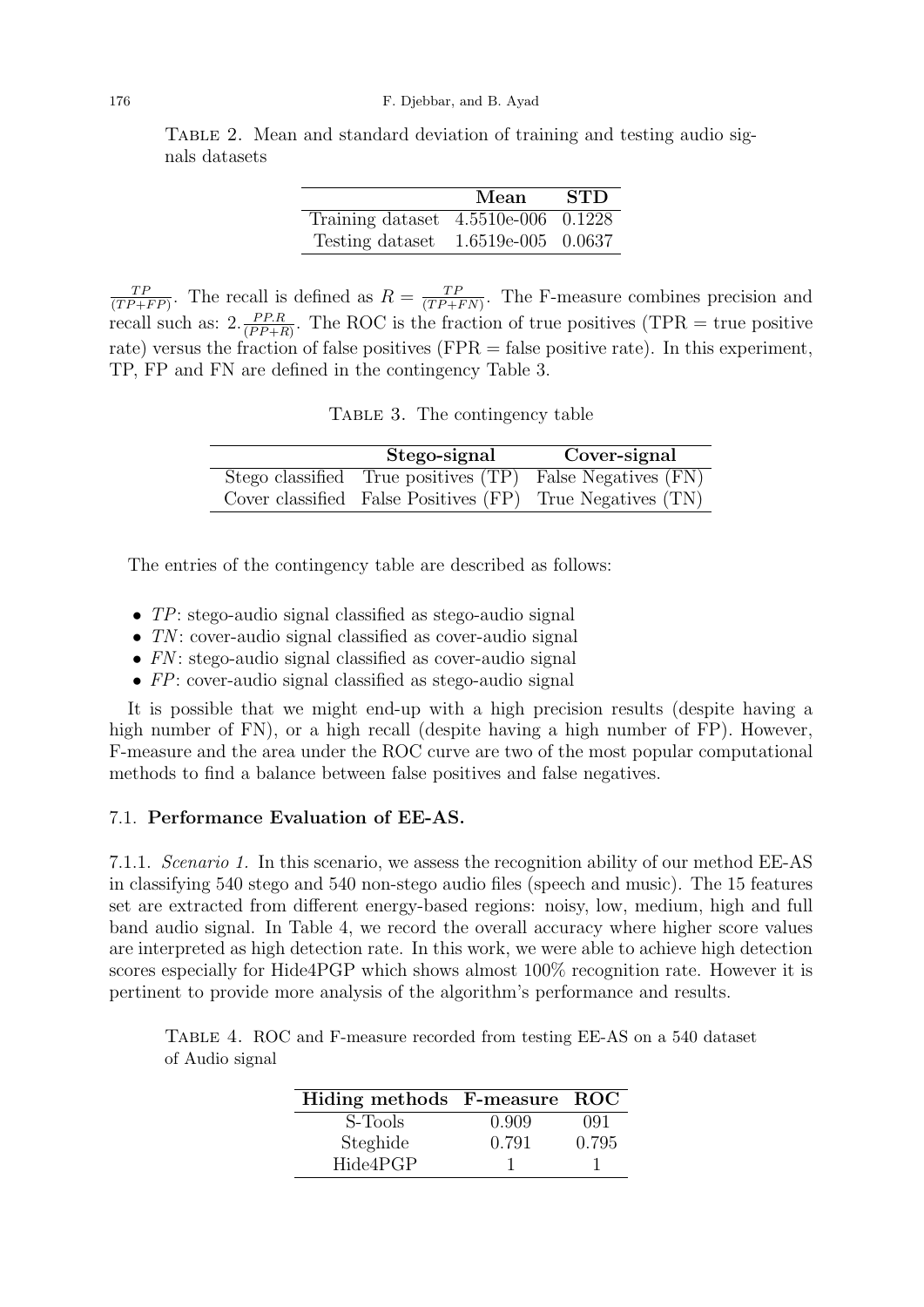Table 2. Mean and standard deviation of training and testing audio signals datasets

| | Mean | STD |
|---|---|---|
| Training dataset | 4.5510e-006 | 0.1228 |
| Testing dataset | 1.6519e-005 | 0.0637 |

$\frac{TP}{(TP+FP)}$. The recall is defined as $R = \frac{TP}{(TP+FN)}$. The F-measure combines precision and recall such as: $2.\frac{PP.R}{(PP+R)}$. The ROC is the fraction of true positives (TPR = true positive rate) versus the fraction of false positives (FPR = false positive rate). In this experiment, TP, FP and FN are defined in the contingency Table 3.

Table 3. The contingency table

| | Stego-signal | Cover-signal |
|---|---|---|
| Stego classified | True positives (TP) | False Negatives (FN) |
| Cover classified | False Positives (FP) | True Negatives (TN) |

The entries of the contingency table are described as follows:

- *TP*: stego-audio signal classified as stego-audio signal
- *TN*: cover-audio signal classified as cover-audio signal
- *FN*: stego-audio signal classified as cover-audio signal
- *FP*: cover-audio signal classified as stego-audio signal

It is possible that we might end-up with a high precision results (despite having a high number of FN), or a high recall (despite having a high number of FP). However, F-measure and the area under the ROC curve are two of the most popular computational methods to find a balance between false positives and false negatives.

### 7.1. Performance Evaluation of EE-AS.

7.1.1. *Scenario 1.* In this scenario, we assess the recognition ability of our method EE-AS in classifying 540 stego and 540 non-stego audio files (speech and music). The 15 features set are extracted from different energy-based regions: noisy, low, medium, high and full band audio signal. In Table 4, we record the overall accuracy where higher score values are interpreted as high detection rate. In this work, we were able to achieve high detection scores especially for Hide4PGP which shows almost 100% recognition rate. However it is pertinent to provide more analysis of the algorithm's performance and results.

Table 4. ROC and F-measure recorded from testing EE-AS on a 540 dataset of Audio signal

| Hiding methods | F-measure | ROC |
|---|---|---|
| S-Tools | 0.909 | 091 |
| Steghide | 0.791 | 0.795 |
| Hide4PGP | 1 | 1 |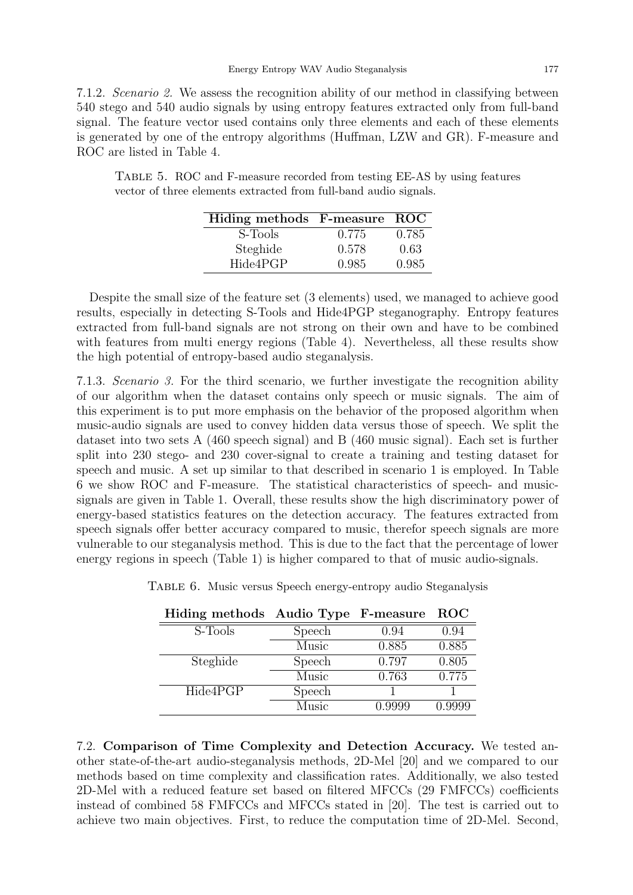7.1.2. *Scenario 2.* We assess the recognition ability of our method in classifying between 540 stego and 540 audio signals by using entropy features extracted only from full-band signal. The feature vector used contains only three elements and each of these elements is generated by one of the entropy algorithms (Huffman, LZW and GR). F-measure and ROC are listed in Table 4.

Table 5. ROC and F-measure recorded from testing EE-AS by using features vector of three elements extracted from full-band audio signals.

| Hiding methods | F-measure | ROC |
|---|---|---|
| S-Tools | 0.775 | 0.785 |
| Steghide | 0.578 | 0.63 |
| Hide4PGP | 0.985 | 0.985 |

Despite the small size of the feature set (3 elements) used, we managed to achieve good results, especially in detecting S-Tools and Hide4PGP steganography. Entropy features extracted from full-band signals are not strong on their own and have to be combined with features from multi energy regions (Table 4). Nevertheless, all these results show the high potential of entropy-based audio steganalysis.

7.1.3. *Scenario 3.* For the third scenario, we further investigate the recognition ability of our algorithm when the dataset contains only speech or music signals. The aim of this experiment is to put more emphasis on the behavior of the proposed algorithm when music-audio signals are used to convey hidden data versus those of speech. We split the dataset into two sets A (460 speech signal) and B (460 music signal). Each set is further split into 230 stego- and 230 cover-signal to create a training and testing dataset for speech and music. A set up similar to that described in scenario 1 is employed. In Table 6 we show ROC and F-measure. The statistical characteristics of speech- and music-signals are given in Table 1. Overall, these results show the high discriminatory power of energy-based statistics features on the detection accuracy. The features extracted from speech signals offer better accuracy compared to music, therefor speech signals are more vulnerable to our steganalysis method. This is due to the fact that the percentage of lower energy regions in speech (Table 1) is higher compared to that of music audio-signals.

Table 6. Music versus Speech energy-entropy audio Steganalysis

| Hiding methods | Audio Type | F-measure | ROC |
|---|---|---|---|
| S-Tools | Speech | 0.94 | 0.94 |
| | Music | 0.885 | 0.885 |
| Steghide | Speech | 0.797 | 0.805 |
| | Music | 0.763 | 0.775 |
| Hide4PGP | Speech | 1 | 1 |
| | Music | 0.9999 | 0.9999 |

7.2. **Comparison of Time Complexity and Detection Accuracy.** We tested another state-of-the-art audio-steganalysis methods, 2D-Mel [20] and we compared to our methods based on time complexity and classification rates. Additionally, we also tested 2D-Mel with a reduced feature set based on filtered MFCCs (29 FMFCCs) coefficients instead of combined 58 FMFCCs and MFCCs stated in [20]. The test is carried out to achieve two main objectives. First, to reduce the computation time of 2D-Mel. Second,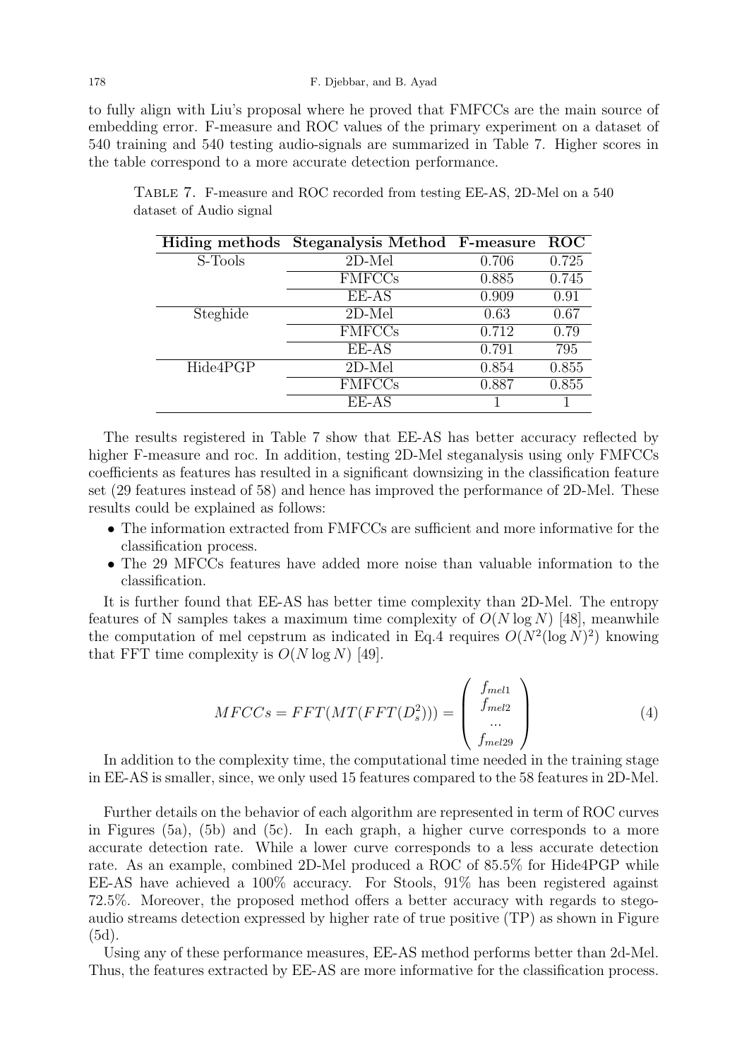to fully align with Liu's proposal where he proved that FMFCCs are the main source of embedding error. F-measure and ROC values of the primary experiment on a dataset of 540 training and 540 testing audio-signals are summarized in Table 7. Higher scores in the table correspond to a more accurate detection performance.

Table 7. F-measure and ROC recorded from testing EE-AS, 2D-Mel on a 540 dataset of Audio signal

| **Hiding methods** | **Steganalysis Method** | **F-measure** | **ROC** |
|---|---|---|---|
| S-Tools | 2D-Mel | 0.706 | 0.725 |
| | FMFCCs | 0.885 | 0.745 |
| | EE-AS | 0.909 | 0.91 |
| Steghide | 2D-Mel | 0.63 | 0.67 |
| | FMFCCs | 0.712 | 0.79 |
| | EE-AS | 0.791 | 795 |
| Hide4PGP | 2D-Mel | 0.854 | 0.855 |
| | FMFCCs | 0.887 | 0.855 |
| | EE-AS | 1 | 1 |

The results registered in Table 7 show that EE-AS has better accuracy reflected by higher F-measure and roc. In addition, testing 2D-Mel steganalysis using only FMFCCs coefficients as features has resulted in a significant downsizing in the classification feature set (29 features instead of 58) and hence has improved the performance of 2D-Mel. These results could be explained as follows:

- The information extracted from FMFCCs are sufficient and more informative for the classification process.
- The 29 MFCCs features have added more noise than valuable information to the classification.

It is further found that EE-AS has better time complexity than 2D-Mel. The entropy features of N samples takes a maximum time complexity of $O(N \log N)$ [48], meanwhile the computation of mel cepstrum as indicated in Eq.4 requires $O(N^2(\log N)^2)$ knowing that FFT time complexity is $O(N \log N)$ [49].

$$MFCCs = FFT(MT(FFT(D_s^2))) = \begin{pmatrix} f_{mel1} \\ f_{mel2} \\ \ldots \\ f_{mel29} \end{pmatrix} \tag{4}$$

In addition to the complexity time, the computational time needed in the training stage in EE-AS is smaller, since, we only used 15 features compared to the 58 features in 2D-Mel.

Further details on the behavior of each algorithm are represented in term of ROC curves in Figures (5a), (5b) and (5c). In each graph, a higher curve corresponds to a more accurate detection rate. While a lower curve corresponds to a less accurate detection rate. As an example, combined 2D-Mel produced a ROC of 85.5% for Hide4PGP while EE-AS have achieved a 100% accuracy. For Stools, 91% has been registered against 72.5%. Moreover, the proposed method offers a better accuracy with regards to stego-audio streams detection expressed by higher rate of true positive (TP) as shown in Figure (5d).

Using any of these performance measures, EE-AS method performs better than 2d-Mel. Thus, the features extracted by EE-AS are more informative for the classification process.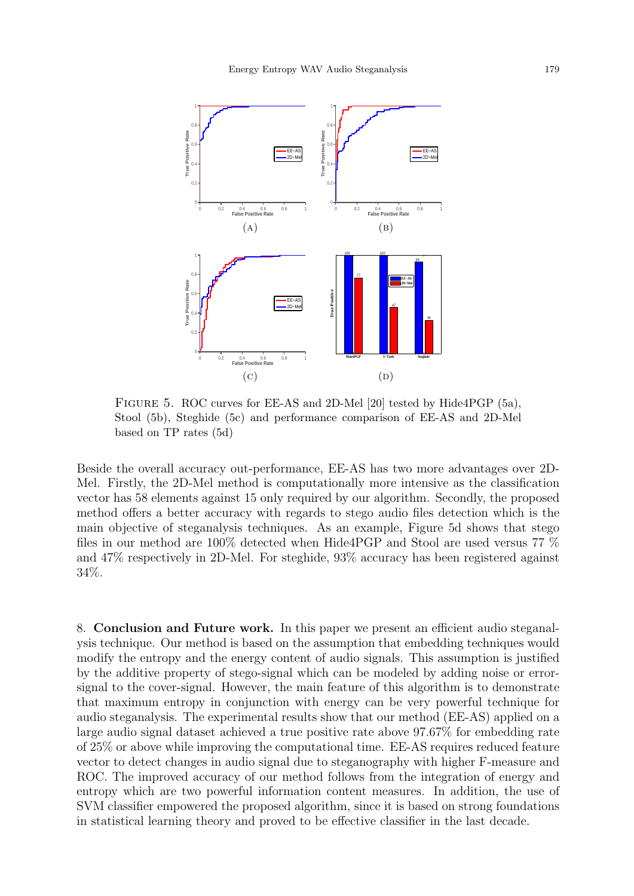Figure 5. ROC curves for EE-AS and 2D-Mel [20] tested by Hide4PGP (5a), Stool (5b), Steghide (5c) and performance comparison of EE-AS and 2D-Mel based on TP rates (5d)

Beside the overall accuracy out-performance, EE-AS has two more advantages over 2D-Mel. Firstly, the 2D-Mel method is computationally more intensive as the classification vector has 58 elements against 15 only required by our algorithm. Secondly, the proposed method offers a better accuracy with regards to stego audio files detection which is the main objective of steganalysis techniques. As an example, Figure 5d shows that stego files in our method are 100% detected when Hide4PGP and Stool are used versus 77 % and 47% respectively in 2D-Mel. For steghide, 93% accuracy has been registered against 34%.

## 8. Conclusion and Future work.

In this paper we present an efficient audio steganalysis technique. Our method is based on the assumption that embedding techniques would modify the entropy and the energy content of audio signals. This assumption is justified by the additive property of stego-signal which can be modeled by adding noise or error-signal to the cover-signal. However, the main feature of this algorithm is to demonstrate that maximum entropy in conjunction with energy can be very powerful technique for audio steganalysis. The experimental results show that our method (EE-AS) applied on a large audio signal dataset achieved a true positive rate above 97.67% for embedding rate of 25% or above while improving the computational time. EE-AS requires reduced feature vector to detect changes in audio signal due to steganography with higher F-measure and ROC. The improved accuracy of our method follows from the integration of energy and entropy which are two powerful information content measures. In addition, the use of SVM classifier empowered the proposed algorithm, since it is based on strong foundations in statistical learning theory and proved to be effective classifier in the last decade.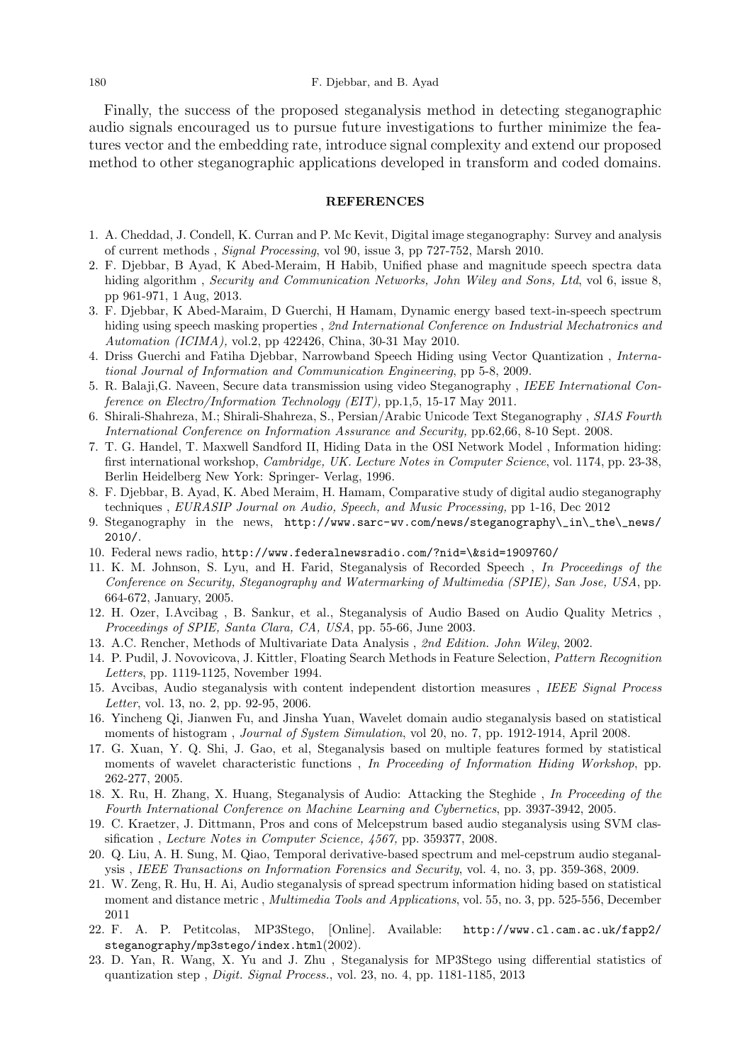Finally, the success of the proposed steganalysis method in detecting steganographic audio signals encouraged us to pursue future investigations to further minimize the features vector and the embedding rate, introduce signal complexity and extend our proposed method to other steganographic applications developed in transform and coded domains.

## REFERENCES

1. A. Cheddad, J. Condell, K. Curran and P. Mc Kevit, Digital image steganography: Survey and analysis of current methods , *Signal Processing*, vol 90, issue 3, pp 727-752, Marsh 2010.
2. F. Djebbar, B Ayad, K Abed-Meraim, H Habib, Unified phase and magnitude speech spectra data hiding algorithm , *Security and Communication Networks, John Wiley and Sons, Ltd*, vol 6, issue 8, pp 961-971, 1 Aug, 2013.
3. F. Djebbar, K Abed-Maraim, D Guerchi, H Hamam, Dynamic energy based text-in-speech spectrum hiding using speech masking properties , *2nd International Conference on Industrial Mechatronics and Automation (ICIMA),* vol.2, pp 422426, China, 30-31 May 2010.
4. Driss Guerchi and Fatiha Djebbar, Narrowband Speech Hiding using Vector Quantization , *International Journal of Information and Communication Engineering*, pp 5-8, 2009.
5. R. Balaji,G. Naveen, Secure data transmission using video Steganography , *IEEE International Conference on Electro/Information Technology (EIT),* pp.1,5, 15-17 May 2011.
6. Shirali-Shahreza, M.; Shirali-Shahreza, S., Persian/Arabic Unicode Text Steganography , *SIAS Fourth International Conference on Information Assurance and Security,* pp.62,66, 8-10 Sept. 2008.
7. T. G. Handel, T. Maxwell Sandford II, Hiding Data in the OSI Network Model , Information hiding: first international workshop, *Cambridge, UK. Lecture Notes in Computer Science*, vol. 1174, pp. 23-38, Berlin Heidelberg New York: Springer- Verlag, 1996.
8. F. Djebbar, B. Ayad, K. Abed Meraim, H. Hamam, Comparative study of digital audio steganography techniques , *EURASIP Journal on Audio, Speech, and Music Processing,* pp 1-16, Dec 2012
9. Steganography in the news, `http://www.sarc-wv.com/news/steganography\_in\_the\_news/2010/`.
10. Federal news radio, `http://www.federalnewsradio.com/?nid=\&sid=1909760/`
11. K. M. Johnson, S. Lyu, and H. Farid, Steganalysis of Recorded Speech , *In Proceedings of the Conference on Security, Steganography and Watermarking of Multimedia (SPIE), San Jose, USA*, pp. 664-672, January, 2005.
12. H. Ozer, I.Avcibag , B. Sankur, et al., Steganalysis of Audio Based on Audio Quality Metrics , *Proceedings of SPIE, Santa Clara, CA, USA*, pp. 55-66, June 2003.
13. A.C. Rencher, Methods of Multivariate Data Analysis , *2nd Edition. John Wiley*, 2002.
14. P. Pudil, J. Novovicova, J. Kittler, Floating Search Methods in Feature Selection, *Pattern Recognition Letters*, pp. 1119-1125, November 1994.
15. Avcibas, Audio steganalysis with content independent distortion measures , *IEEE Signal Process Letter*, vol. 13, no. 2, pp. 92-95, 2006.
16. Yincheng Qi, Jianwen Fu, and Jinsha Yuan, Wavelet domain audio steganalysis based on statistical moments of histogram , *Journal of System Simulation*, vol 20, no. 7, pp. 1912-1914, April 2008.
17. G. Xuan, Y. Q. Shi, J. Gao, et al, Steganalysis based on multiple features formed by statistical moments of wavelet characteristic functions , *In Proceeding of Information Hiding Workshop*, pp. 262-277, 2005.
18. X. Ru, H. Zhang, X. Huang, Steganalysis of Audio: Attacking the Steghide , *In Proceeding of the Fourth International Conference on Machine Learning and Cybernetics*, pp. 3937-3942, 2005.
19. C. Kraetzer, J. Dittmann, Pros and cons of Melcepstrum based audio steganalysis using SVM classification , *Lecture Notes in Computer Science, 4567,* pp. 359377, 2008.
20. Q. Liu, A. H. Sung, M. Qiao, Temporal derivative-based spectrum and mel-cepstrum audio steganalysis , *IEEE Transactions on Information Forensics and Security*, vol. 4, no. 3, pp. 359-368, 2009.
21. W. Zeng, R. Hu, H. Ai, Audio steganalysis of spread spectrum information hiding based on statistical moment and distance metric , *Multimedia Tools and Applications*, vol. 55, no. 3, pp. 525-556, December 2011
22. F. A. P. Petitcolas, MP3Stego, [Online]. Available: `http://www.cl.cam.ac.uk/fapp2/steganography/mp3stego/index.html`(2002).
23. D. Yan, R. Wang, X. Yu and J. Zhu , Steganalysis for MP3Stego using differential statistics of quantization step , *Digit. Signal Process.*, vol. 23, no. 4, pp. 1181-1185, 2013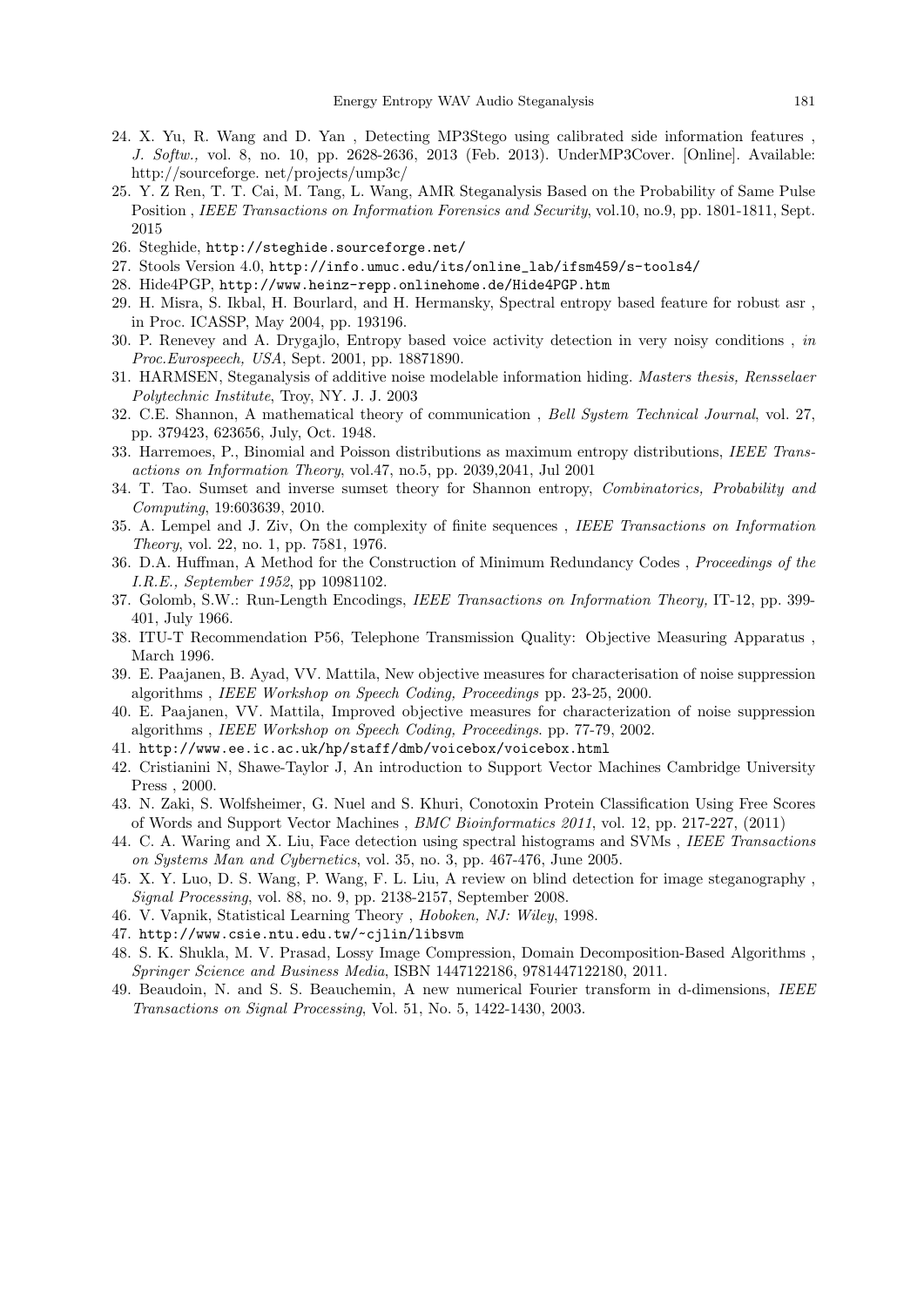24. X. Yu, R. Wang and D. Yan , Detecting MP3Stego using calibrated side information features , *J. Softw.,* vol. 8, no. 10, pp. 2628-2636, 2013 (Feb. 2013). UnderMP3Cover. [Online]. Available: http://sourceforge. net/projects/ump3c/
25. Y. Z Ren, T. T. Cai, M. Tang, L. Wang, AMR Steganalysis Based on the Probability of Same Pulse Position , *IEEE Transactions on Information Forensics and Security*, vol.10, no.9, pp. 1801-1811, Sept. 2015
26. Steghide, `http://steghide.sourceforge.net/`
27. Stools Version 4.0, `http://info.umuc.edu/its/online_lab/ifsm459/s-tools4/`
28. Hide4PGP, `http://www.heinz-repp.onlinehome.de/Hide4PGP.htm`
29. H. Misra, S. Ikbal, H. Bourlard, and H. Hermansky, Spectral entropy based feature for robust asr , in Proc. ICASSP, May 2004, pp. 193196.
30. P. Renevey and A. Drygajlo, Entropy based voice activity detection in very noisy conditions , *in Proc.Eurospeech, USA*, Sept. 2001, pp. 18871890.
31. HARMSEN, Steganalysis of additive noise modelable information hiding. *Masters thesis, Rensselaer Polytechnic Institute*, Troy, NY. J. J. 2003
32. C.E. Shannon, A mathematical theory of communication , *Bell System Technical Journal*, vol. 27, pp. 379423, 623656, July, Oct. 1948.
33. Harremoes, P., Binomial and Poisson distributions as maximum entropy distributions, *IEEE Transactions on Information Theory*, vol.47, no.5, pp. 2039,2041, Jul 2001
34. T. Tao. Sumset and inverse sumset theory for Shannon entropy, *Combinatorics, Probability and Computing*, 19:603639, 2010.
35. A. Lempel and J. Ziv, On the complexity of finite sequences , *IEEE Transactions on Information Theory*, vol. 22, no. 1, pp. 7581, 1976.
36. D.A. Huffman, A Method for the Construction of Minimum Redundancy Codes , *Proceedings of the I.R.E., September 1952*, pp 10981102.
37. Golomb, S.W.: Run-Length Encodings, *IEEE Transactions on Information Theory,* IT-12, pp. 399-401, July 1966.
38. ITU-T Recommendation P56, Telephone Transmission Quality: Objective Measuring Apparatus , March 1996.
39. E. Paajanen, B. Ayad, VV. Mattila, New objective measures for characterisation of noise suppression algorithms , *IEEE Workshop on Speech Coding, Proceedings* pp. 23-25, 2000.
40. E. Paajanen, VV. Mattila, Improved objective measures for characterization of noise suppression algorithms , *IEEE Workshop on Speech Coding, Proceedings*. pp. 77-79, 2002.
41. `http://www.ee.ic.ac.uk/hp/staff/dmb/voicebox/voicebox.html`
42. Cristianini N, Shawe-Taylor J, An introduction to Support Vector Machines Cambridge University Press , 2000.
43. N. Zaki, S. Wolfsheimer, G. Nuel and S. Khuri, Conotoxin Protein Classification Using Free Scores of Words and Support Vector Machines , *BMC Bioinformatics 2011*, vol. 12, pp. 217-227, (2011)
44. C. A. Waring and X. Liu, Face detection using spectral histograms and SVMs , *IEEE Transactions on Systems Man and Cybernetics*, vol. 35, no. 3, pp. 467-476, June 2005.
45. X. Y. Luo, D. S. Wang, P. Wang, F. L. Liu, A review on blind detection for image steganography , *Signal Processing*, vol. 88, no. 9, pp. 2138-2157, September 2008.
46. V. Vapnik, Statistical Learning Theory , *Hoboken, NJ: Wiley*, 1998.
47. `http://www.csie.ntu.edu.tw/~cjlin/libsvm`
48. S. K. Shukla, M. V. Prasad, Lossy Image Compression, Domain Decomposition-Based Algorithms , *Springer Science and Business Media*, ISBN 1447122186, 9781447122180, 2011.
49. Beaudoin, N. and S. S. Beauchemin, A new numerical Fourier transform in d-dimensions, *IEEE Transactions on Signal Processing*, Vol. 51, No. 5, 1422-1430, 2003.